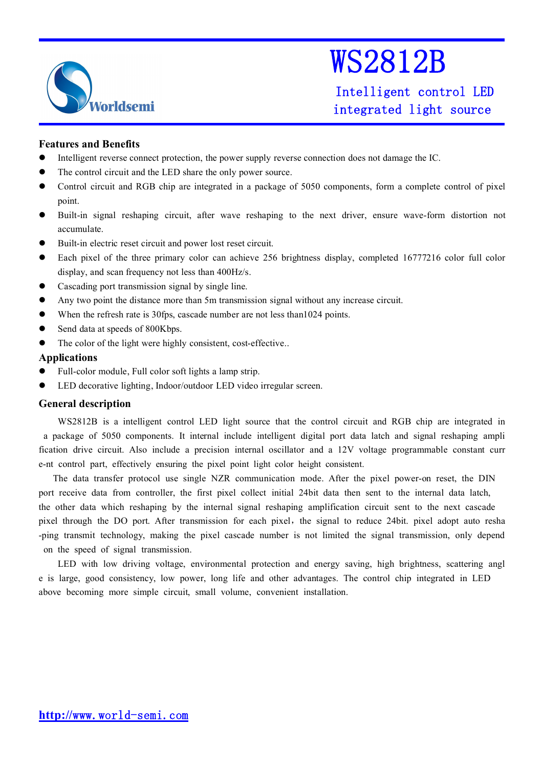# WS2812B

Intelligent control LED integrated light source

Worldsemi

## Features and Benefits

- Intelligent reverse connect protection, the power supply reverse connection does not damage the IC.
- The control circuit and the LED share the only power source.
- Control circuit and RGB chip are integrated in a package of 5050 components, form a complete control of pixel point.
- Built-in signal reshaping circuit, after wave reshaping to the next driver, ensure wave-form distortion not accumulate.
- Built-in electric reset circuit and power lost reset circuit.
- Each pixel of the three primary color can achieve 256 brightness display, completed 16777216 color full color display, and scan frequency not less than 400Hz/s.
- Cascading port transmission signal by single line.
- Any two point the distance more than 5m transmission signal without any increase circuit.
- When the refresh rate is 30fps, cascade number are not less than1024 points.
- Send data at speeds of 800Kbps.
- The color of the light were highly consistent, cost-effective..

## Applications

- Full-color module, Full color soft lights a lamp strip.
- LED decorative lighting, Indoor/outdoor LED video irregular screen.

## General description

WS2812B is a intelligent control LED light source that the control circuit and RGB chip are integrated in a package of 5050 components. It internal include intelligent digital port data latch and signal reshaping ampli fication drive circuit. Also include a precision internal oscillator and a 12V voltage programmable constant curr e-nt control part, effectively ensuring the pixel point light color height consistent.

The data transfer protocol use single NZR communication mode. After the pixel power-on reset, the DIN port receive data from controller, the first pixel collect initial 24bit data then sent to the internal data latch, the other data which reshaping by the internal signal reshaping amplification circuit sent to the next cascade pixel through the DO port. After transmission for each pixel，the signal to reduce 24bit. pixel adopt auto resha -ping transmit technology, making the pixel cascade number is not limited the signal transmission, only depend on the speed of signal transmission.

LED with low driving voltage, environmental protection and energy saving, high brightness, scattering angl e is large, good consistency, low power, long life and other advantages. The control chip integrated in LED above becoming more simple circuit, small volume, convenient installation.

http://www.world-semi.com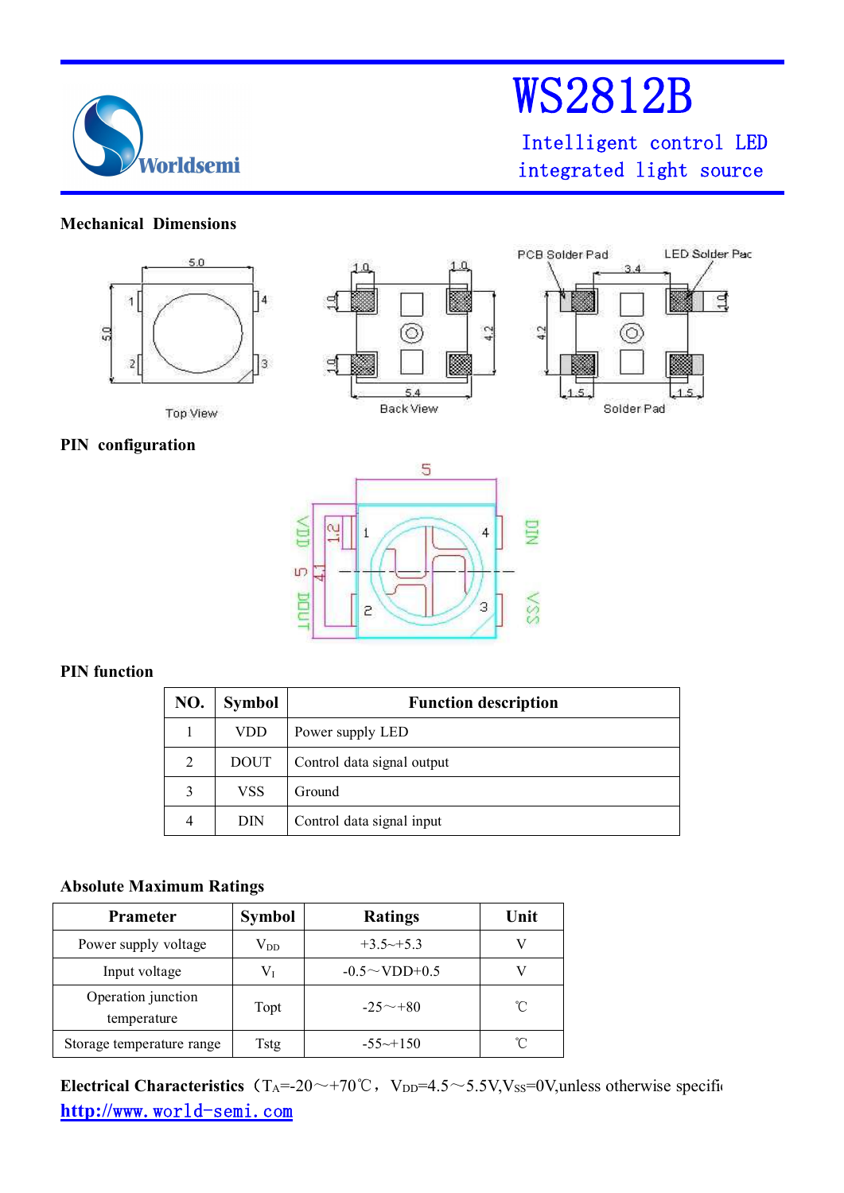# WS2812B

Intelligent control LED integrated light source

## Mechanical Dimensions

## PIN configuration

## PIN function

| NO. | Symbol | Function description |
|---|---|---|
| 1 | VDD | Power supply LED |
| 2 | DOUT | Control data signal output |
| 3 | VSS | Ground |
| 4 | DIN | Control data signal input |

## Absolute Maximum Ratings

| Prameter | Symbol | Ratings | Unit |
|---|---|---|---|
| Power supply voltage | $V_{DD}$ | +3.5~+5.3 | V |
| Input voltage | $V_I$ | -0.5～VDD+0.5 | V |
| Operation junction temperature | Topt | -25～+80 | ℃ |
| Storage temperature range | Tstg | -55~+150 | ℃ |

**Electrical Characteristics**（$T_A$=-20～+70℃，$V_{DD}$=4.5～5.5V,$V_{SS}$=0V,unless otherwise specifi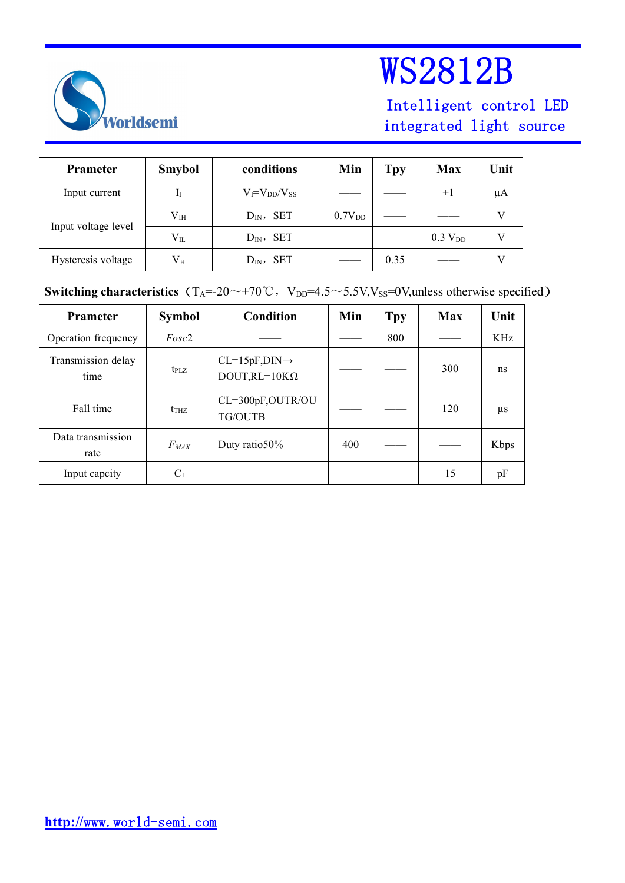| Prameter | Smybol | conditions | Min | Tpy | Max | Unit |
|---|---|---|---|---|---|---|
| Input current | $I_I$ | $V_I$=$V_{DD}$/$V_{SS}$ | —— | —— | ±1 | μA |
| Input voltage level | $V_{IH}$ | $D_{IN}$，SET | 0.7$V_{DD}$ | —— | —— | V |
| | $V_{IL}$ | $D_{IN}$，SET | —— | —— | 0.3 $V_{DD}$ | V |
| Hysteresis voltage | $V_H$ | $D_{IN}$，SET | —— | 0.35 | —— | V |

**Switching characteristics**（$T_A$=-20～+70℃，$V_{DD}$=4.5～5.5V,$V_{SS}$=0V,unless otherwise specified）

| Prameter | Symbol | Condition | Min | Tpy | Max | Unit |
|---|---|---|---|---|---|---|
| Operation frequency | *Fosc*2 | —— | —— | 800 | —— | KHz |
| Transmission delay time | $t_{PLZ}$ | CL=15pF,DIN→DOUT,RL=10KΩ | —— | —— | 300 | ns |
| Fall time | $t_{THZ}$ | CL=300pF,OUTR/OUTG/OUTB | —— | —— | 120 | μs |
| Data transmission rate | $F_{MAX}$ | Duty ratio50% | 400 | —— | —— | Kbps |
| Input capcity | $C_I$ | —— | —— | —— | 15 | pF |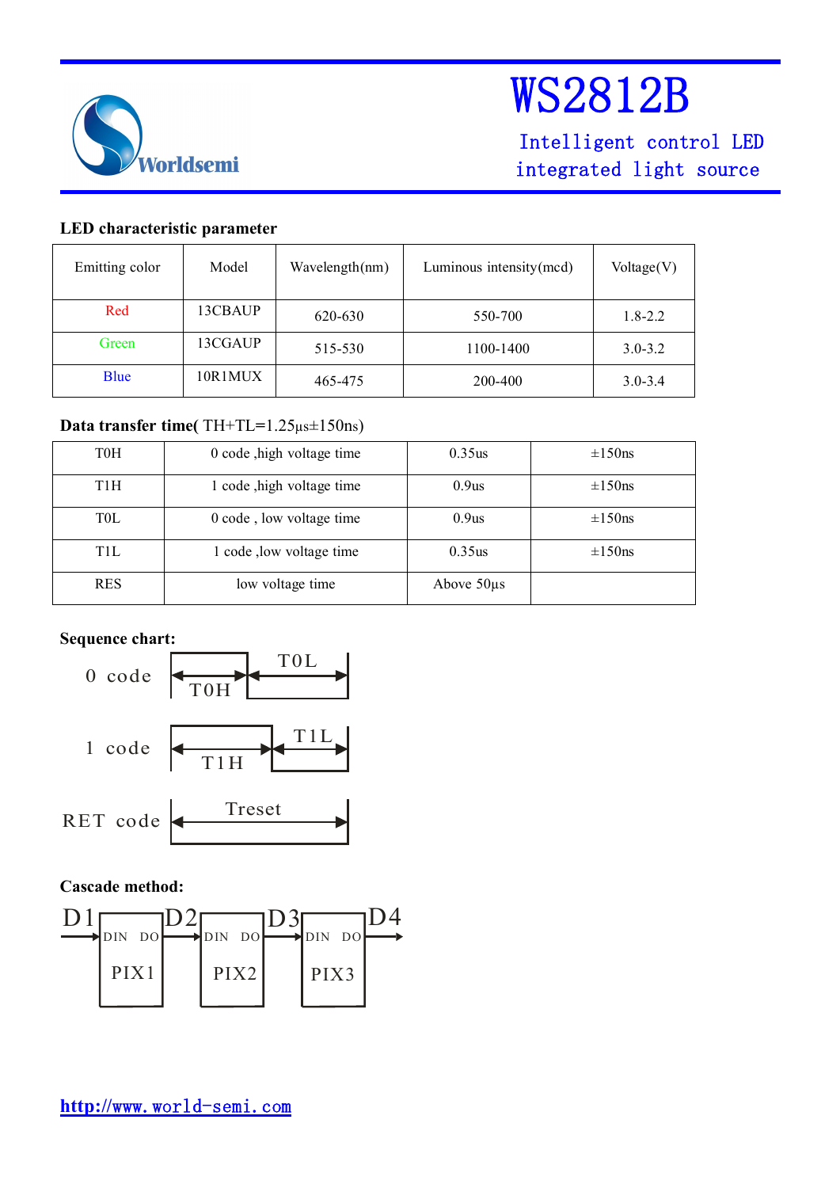# WS2812B

Intelligent control LED integrated light source

**LED characteristic parameter**

| Emitting color | Model | Wavelength(nm) | Luminous intensity(mcd) | Voltage(V) |
|---|---|---|---|---|
| Red | 13CBAUP | 620-630 | 550-700 | 1.8-2.2 |
| Green | 13CGAUP | 515-530 | 1100-1400 | 3.0-3.2 |
| Blue | 10R1MUX | 465-475 | 200-400 | 3.0-3.4 |

**Data transfer time**( TH+TL=1.25μs±150ns)

| T0H | 0 code ,high voltage time | 0.35us | ±150ns |
|---|---|---|---|
| T1H | 1 code ,high voltage time | 0.9us | ±150ns |
| T0L | 0 code , low voltage time | 0.9us | ±150ns |
| T1L | 1 code ,low voltage time | 0.35us | ±150ns |
| RES | low voltage time | Above 50μs | |

**Sequence chart:**

0 code — T0H, T0L

1 code — T1H, T1L

RET code — Treset

**Cascade method:**

D1 → DIN PIX1 DO → D2 → DIN PIX2 DO → D3 → DIN PIX3 DO → D4

http://www.world-semi.com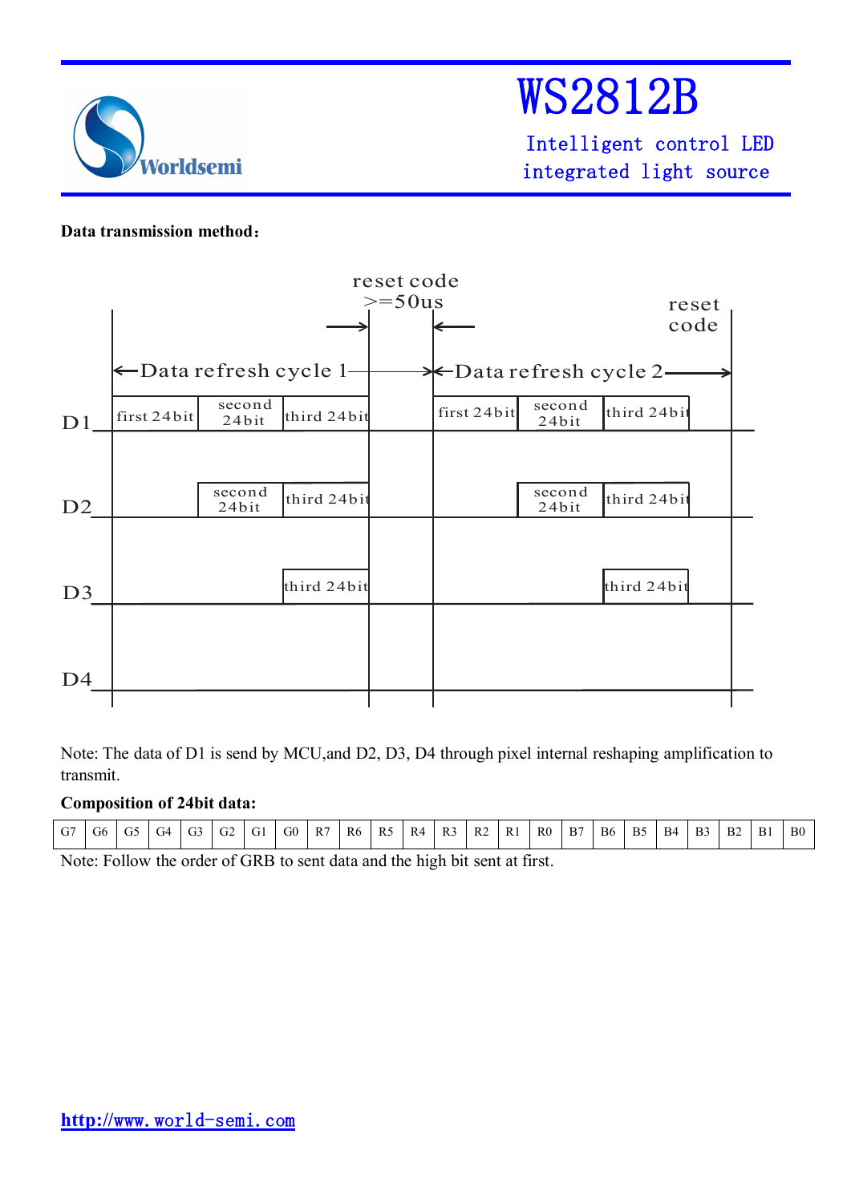**Data transmission method:**

reset code
>=50us

reset code

Data refresh cycle 1 — Data refresh cycle 2

D1: first 24bit | second 24bit | third 24bit — first 24bit | second 24bit | third 24bit

D2: second 24bit | third 24bit — second 24bit | third 24bit

D3: third 24bit — third 24bit

D4

Note: The data of D1 is send by MCU,and D2, D3, D4 through pixel internal reshaping amplification to transmit.

**Composition of 24bit data:**

| G7 | G6 | G5 | G4 | G3 | G2 | G1 | G0 | R7 | R6 | R5 | R4 | R3 | R2 | R1 | R0 | B7 | B6 | B5 | B4 | B3 | B2 | B1 | B0 |
|---|---|---|---|---|---|---|---|---|---|---|---|---|---|---|---|---|---|---|---|---|---|---|---|

Note: Follow the order of GRB to sent data and the high bit sent at first.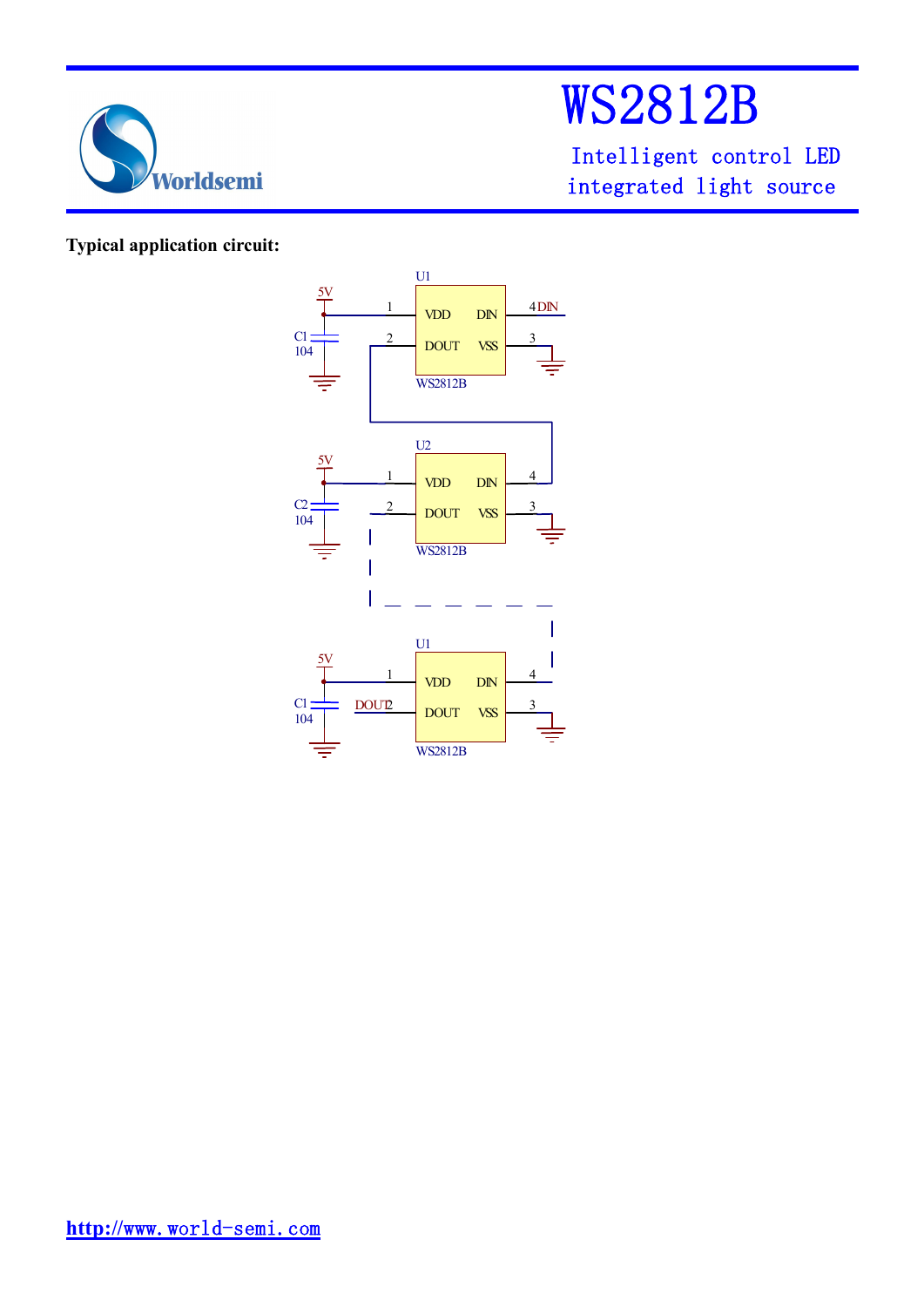**Typical application circuit:**

U1
5V
1
VDD
DIN
4 DIN
C1
104
2
DOUT
VSS
3
WS2812B

U2
5V
1
VDD
DIN
4
C2
104
2
DOUT
VSS
3
WS2812B

U1
5V
1
VDD
DIN
4
C1
104
DOUT2
DOUT
VSS
3
WS2812B